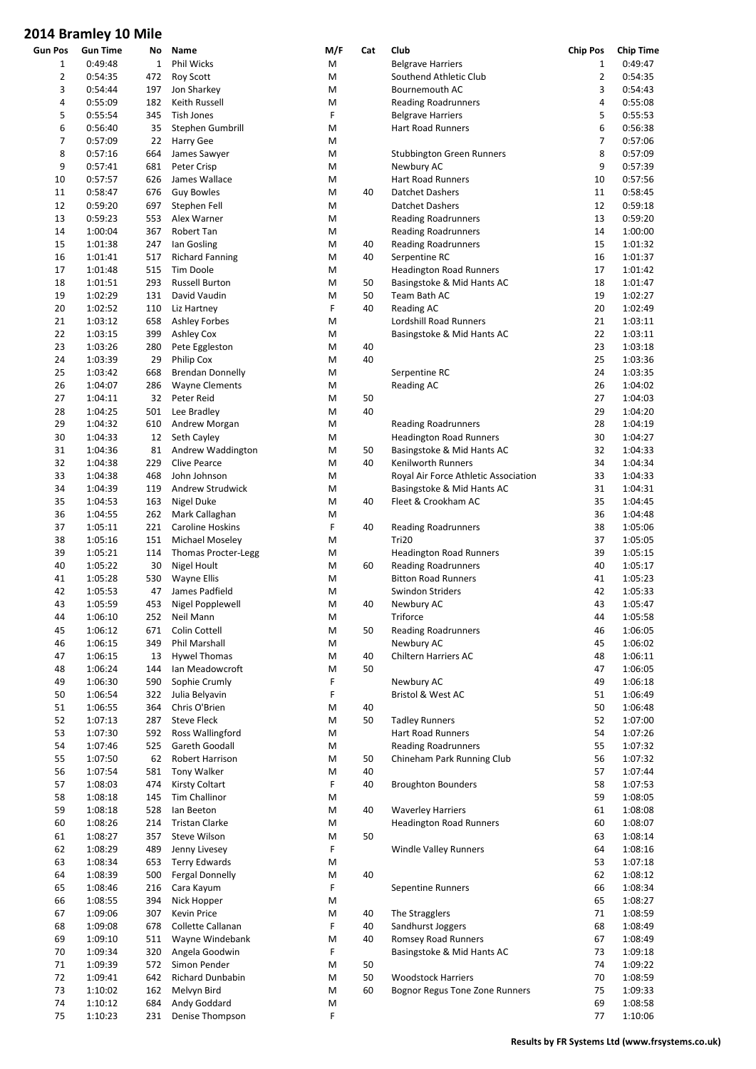# 2014 Bramley 10 Mile

| Gun Pos | Gun Time | No | Name | M/F | Cat | Club | Chip Pos | Chip Time |
|---|---|---|---|---|---|---|---|---|
| 1 | 0:49:48 | 1 | Phil Wicks | M | | Belgrave Harriers | 1 | 0:49:47 |
| 2 | 0:54:35 | 472 | Roy Scott | M | | Southend Athletic Club | 2 | 0:54:35 |
| 3 | 0:54:44 | 197 | Jon Sharkey | M | | Bournemouth AC | 3 | 0:54:43 |
| 4 | 0:55:09 | 182 | Keith Russell | M | | Reading Roadrunners | 4 | 0:55:08 |
| 5 | 0:55:54 | 345 | Tish Jones | F | | Belgrave Harriers | 5 | 0:55:53 |
| 6 | 0:56:40 | 35 | Stephen Gumbrill | M | | Hart Road Runners | 6 | 0:56:38 |
| 7 | 0:57:09 | 22 | Harry Gee | M | | | 7 | 0:57:06 |
| 8 | 0:57:16 | 664 | James Sawyer | M | | Stubbington Green Runners | 8 | 0:57:09 |
| 9 | 0:57:41 | 681 | Peter Crisp | M | | Newbury AC | 9 | 0:57:39 |
| 10 | 0:57:57 | 626 | James Wallace | M | | Hart Road Runners | 10 | 0:57:56 |
| 11 | 0:58:47 | 676 | Guy Bowles | M | 40 | Datchet Dashers | 11 | 0:58:45 |
| 12 | 0:59:20 | 697 | Stephen Fell | M | | Datchet Dashers | 12 | 0:59:18 |
| 13 | 0:59:23 | 553 | Alex Warner | M | | Reading Roadrunners | 13 | 0:59:20 |
| 14 | 1:00:04 | 367 | Robert Tan | M | | Reading Roadrunners | 14 | 1:00:00 |
| 15 | 1:01:38 | 247 | Ian Gosling | M | 40 | Reading Roadrunners | 15 | 1:01:32 |
| 16 | 1:01:41 | 517 | Richard Fanning | M | 40 | Serpentine RC | 16 | 1:01:37 |
| 17 | 1:01:48 | 515 | Tim Doole | M | | Headington Road Runners | 17 | 1:01:42 |
| 18 | 1:01:51 | 293 | Russell Burton | M | 50 | Basingstoke & Mid Hants AC | 18 | 1:01:47 |
| 19 | 1:02:29 | 131 | David Vaudin | M | 50 | Team Bath AC | 19 | 1:02:27 |
| 20 | 1:02:52 | 110 | Liz Hartney | F | 40 | Reading AC | 20 | 1:02:49 |
| 21 | 1:03:12 | 658 | Ashley Forbes | M | | Lordshill Road Runners | 21 | 1:03:11 |
| 22 | 1:03:15 | 399 | Ashley Cox | M | | Basingstoke & Mid Hants AC | 22 | 1:03:11 |
| 23 | 1:03:26 | 280 | Pete Eggleston | M | 40 | | 23 | 1:03:18 |
| 24 | 1:03:39 | 29 | Philip Cox | M | 40 | | 25 | 1:03:36 |
| 25 | 1:03:42 | 668 | Brendan Donnelly | M | | Serpentine RC | 24 | 1:03:35 |
| 26 | 1:04:07 | 286 | Wayne Clements | M | | Reading AC | 26 | 1:04:02 |
| 27 | 1:04:11 | 32 | Peter Reid | M | 50 | | 27 | 1:04:03 |
| 28 | 1:04:25 | 501 | Lee Bradley | M | 40 | | 29 | 1:04:20 |
| 29 | 1:04:32 | 610 | Andrew Morgan | M | | Reading Roadrunners | 28 | 1:04:19 |
| 30 | 1:04:33 | 12 | Seth Cayley | M | | Headington Road Runners | 30 | 1:04:27 |
| 31 | 1:04:36 | 81 | Andrew Waddington | M | 50 | Basingstoke & Mid Hants AC | 32 | 1:04:33 |
| 32 | 1:04:38 | 229 | Clive Pearce | M | 40 | Kenilworth Runners | 34 | 1:04:34 |
| 33 | 1:04:38 | 468 | John Johnson | M | | Royal Air Force Athletic Association | 33 | 1:04:33 |
| 34 | 1:04:39 | 119 | Andrew Strudwick | M | | Basingstoke & Mid Hants AC | 31 | 1:04:31 |
| 35 | 1:04:53 | 163 | Nigel Duke | M | 40 | Fleet & Crookham AC | 35 | 1:04:45 |
| 36 | 1:04:55 | 262 | Mark Callaghan | M | | | 36 | 1:04:48 |
| 37 | 1:05:11 | 221 | Caroline Hoskins | F | 40 | Reading Roadrunners | 38 | 1:05:06 |
| 38 | 1:05:16 | 151 | Michael Moseley | M | | Tri20 | 37 | 1:05:05 |
| 39 | 1:05:21 | 114 | Thomas Procter-Legg | M | | Headington Road Runners | 39 | 1:05:15 |
| 40 | 1:05:22 | 30 | Nigel Hoult | M | 60 | Reading Roadrunners | 40 | 1:05:17 |
| 41 | 1:05:28 | 530 | Wayne Ellis | M | | Bitton Road Runners | 41 | 1:05:23 |
| 42 | 1:05:53 | 47 | James Padfield | M | | Swindon Striders | 42 | 1:05:33 |
| 43 | 1:05:59 | 453 | Nigel Popplewell | M | 40 | Newbury AC | 43 | 1:05:47 |
| 44 | 1:06:10 | 252 | Neil Mann | M | | Triforce | 44 | 1:05:58 |
| 45 | 1:06:12 | 671 | Colin Cottell | M | 50 | Reading Roadrunners | 46 | 1:06:05 |
| 46 | 1:06:15 | 349 | Phil Marshall | M | | Newbury AC | 45 | 1:06:02 |
| 47 | 1:06:15 | 13 | Hywel Thomas | M | 40 | Chiltern Harriers AC | 48 | 1:06:11 |
| 48 | 1:06:24 | 144 | Ian Meadowcroft | M | 50 | | 47 | 1:06:05 |
| 49 | 1:06:30 | 590 | Sophie Crumly | F | | Newbury AC | 49 | 1:06:18 |
| 50 | 1:06:54 | 322 | Julia Belyavin | F | | Bristol & West AC | 51 | 1:06:49 |
| 51 | 1:06:55 | 364 | Chris O'Brien | M | 40 | | 50 | 1:06:48 |
| 52 | 1:07:13 | 287 | Steve Fleck | M | 50 | Tadley Runners | 52 | 1:07:00 |
| 53 | 1:07:30 | 592 | Ross Wallingford | M | | Hart Road Runners | 54 | 1:07:26 |
| 54 | 1:07:46 | 525 | Gareth Goodall | M | | Reading Roadrunners | 55 | 1:07:32 |
| 55 | 1:07:50 | 62 | Robert Harrison | M | 50 | Chineham Park Running Club | 56 | 1:07:32 |
| 56 | 1:07:54 | 581 | Tony Walker | M | 40 | | 57 | 1:07:44 |
| 57 | 1:08:03 | 474 | Kirsty Coltart | F | 40 | Broughton Bounders | 58 | 1:07:53 |
| 58 | 1:08:18 | 145 | Tim Challinor | M | | | 59 | 1:08:05 |
| 59 | 1:08:18 | 528 | Ian Beeton | M | 40 | Waverley Harriers | 61 | 1:08:08 |
| 60 | 1:08:26 | 214 | Tristan Clarke | M | | Headington Road Runners | 60 | 1:08:07 |
| 61 | 1:08:27 | 357 | Steve Wilson | M | 50 | | 63 | 1:08:14 |
| 62 | 1:08:29 | 489 | Jenny Livesey | F | | Windle Valley Runners | 64 | 1:08:16 |
| 63 | 1:08:34 | 653 | Terry Edwards | M | | | 53 | 1:07:18 |
| 64 | 1:08:39 | 500 | Fergal Donnelly | M | 40 | | 62 | 1:08:12 |
| 65 | 1:08:46 | 216 | Cara Kayum | F | | Sepentine Runners | 66 | 1:08:34 |
| 66 | 1:08:55 | 394 | Nick Hopper | M | | | 65 | 1:08:27 |
| 67 | 1:09:06 | 307 | Kevin Price | M | 40 | The Stragglers | 71 | 1:08:59 |
| 68 | 1:09:08 | 678 | Collette Callanan | F | 40 | Sandhurst Joggers | 68 | 1:08:49 |
| 69 | 1:09:10 | 511 | Wayne Windebank | M | 40 | Romsey Road Runners | 67 | 1:08:49 |
| 70 | 1:09:34 | 320 | Angela Goodwin | F | | Basingstoke & Mid Hants AC | 73 | 1:09:18 |
| 71 | 1:09:39 | 572 | Simon Pender | M | 50 | | 74 | 1:09:22 |
| 72 | 1:09:41 | 642 | Richard Dunbabin | M | 50 | Woodstock Harriers | 70 | 1:08:59 |
| 73 | 1:10:02 | 162 | Melvyn Bird | M | 60 | Bognor Regus Tone Zone Runners | 75 | 1:09:33 |
| 74 | 1:10:12 | 684 | Andy Goddard | M | | | 69 | 1:08:58 |
| 75 | 1:10:23 | 231 | Denise Thompson | F | | | 77 | 1:10:06 |

**Results by FR Systems Ltd (www.frsystems.co.uk)**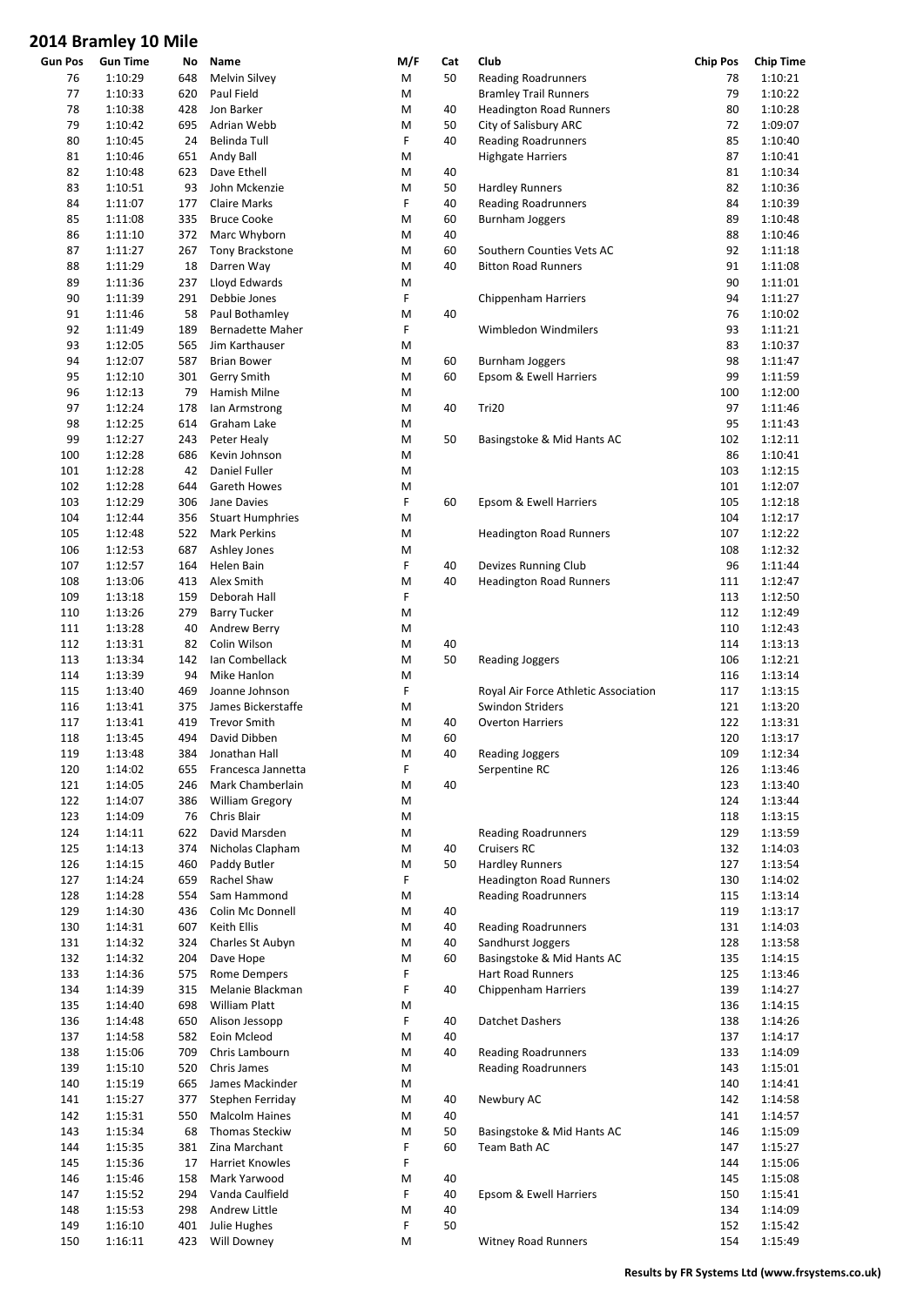# 2014 Bramley 10 Mile

| Gun Pos | Gun Time | No | Name | M/F | Cat | Club | Chip Pos | Chip Time |
|---|---|---|---|---|---|---|---|---|
| 76 | 1:10:29 | 648 | Melvin Silvey | M | 50 | Reading Roadrunners | 78 | 1:10:21 |
| 77 | 1:10:33 | 620 | Paul Field | M | | Bramley Trail Runners | 79 | 1:10:22 |
| 78 | 1:10:38 | 428 | Jon Barker | M | 40 | Headington Road Runners | 80 | 1:10:28 |
| 79 | 1:10:42 | 695 | Adrian Webb | M | 50 | City of Salisbury ARC | 72 | 1:09:07 |
| 80 | 1:10:45 | 24 | Belinda Tull | F | 40 | Reading Roadrunners | 85 | 1:10:40 |
| 81 | 1:10:46 | 651 | Andy Ball | M | | Highgate Harriers | 87 | 1:10:41 |
| 82 | 1:10:48 | 623 | Dave Ethell | M | 40 | | 81 | 1:10:34 |
| 83 | 1:10:51 | 93 | John Mckenzie | M | 50 | Hardley Runners | 82 | 1:10:36 |
| 84 | 1:11:07 | 177 | Claire Marks | F | 40 | Reading Roadrunners | 84 | 1:10:39 |
| 85 | 1:11:08 | 335 | Bruce Cooke | M | 60 | Burnham Joggers | 89 | 1:10:48 |
| 86 | 1:11:10 | 372 | Marc Whyborn | M | 40 | | 88 | 1:10:46 |
| 87 | 1:11:27 | 267 | Tony Brackstone | M | 60 | Southern Counties Vets AC | 92 | 1:11:18 |
| 88 | 1:11:29 | 18 | Darren Way | M | 40 | Bitton Road Runners | 91 | 1:11:08 |
| 89 | 1:11:36 | 237 | Lloyd Edwards | M | | | 90 | 1:11:01 |
| 90 | 1:11:39 | 291 | Debbie Jones | F | | Chippenham Harriers | 94 | 1:11:27 |
| 91 | 1:11:46 | 58 | Paul Bothamley | M | 40 | | 76 | 1:10:02 |
| 92 | 1:11:49 | 189 | Bernadette Maher | F | | Wimbledon Windmilers | 93 | 1:11:21 |
| 93 | 1:12:05 | 565 | Jim Karthauser | M | | | 83 | 1:10:37 |
| 94 | 1:12:07 | 587 | Brian Bower | M | 60 | Burnham Joggers | 98 | 1:11:47 |
| 95 | 1:12:10 | 301 | Gerry Smith | M | 60 | Epsom & Ewell Harriers | 99 | 1:11:59 |
| 96 | 1:12:13 | 79 | Hamish Milne | M | | | 100 | 1:12:00 |
| 97 | 1:12:24 | 178 | Ian Armstrong | M | 40 | Tri20 | 97 | 1:11:46 |
| 98 | 1:12:25 | 614 | Graham Lake | M | | | 95 | 1:11:43 |
| 99 | 1:12:27 | 243 | Peter Healy | M | 50 | Basingstoke & Mid Hants AC | 102 | 1:12:11 |
| 100 | 1:12:28 | 686 | Kevin Johnson | M | | | 86 | 1:10:41 |
| 101 | 1:12:28 | 42 | Daniel Fuller | M | | | 103 | 1:12:15 |
| 102 | 1:12:28 | 644 | Gareth Howes | M | | | 101 | 1:12:07 |
| 103 | 1:12:29 | 306 | Jane Davies | F | 60 | Epsom & Ewell Harriers | 105 | 1:12:18 |
| 104 | 1:12:44 | 356 | Stuart Humphries | M | | | 104 | 1:12:17 |
| 105 | 1:12:48 | 522 | Mark Perkins | M | | Headington Road Runners | 107 | 1:12:22 |
| 106 | 1:12:53 | 687 | Ashley Jones | M | | | 108 | 1:12:32 |
| 107 | 1:12:57 | 164 | Helen Bain | F | 40 | Devizes Running Club | 96 | 1:11:44 |
| 108 | 1:13:06 | 413 | Alex Smith | M | 40 | Headington Road Runners | 111 | 1:12:47 |
| 109 | 1:13:18 | 159 | Deborah Hall | F | | | 113 | 1:12:50 |
| 110 | 1:13:26 | 279 | Barry Tucker | M | | | 112 | 1:12:49 |
| 111 | 1:13:28 | 40 | Andrew Berry | M | | | 110 | 1:12:43 |
| 112 | 1:13:31 | 82 | Colin Wilson | M | 40 | | 114 | 1:13:13 |
| 113 | 1:13:34 | 142 | Ian Combellack | M | 50 | Reading Joggers | 106 | 1:12:21 |
| 114 | 1:13:39 | 94 | Mike Hanlon | M | | | 116 | 1:13:14 |
| 115 | 1:13:40 | 469 | Joanne Johnson | F | | Royal Air Force Athletic Association | 117 | 1:13:15 |
| 116 | 1:13:41 | 375 | James Bickerstaffe | M | | Swindon Striders | 121 | 1:13:20 |
| 117 | 1:13:41 | 419 | Trevor Smith | M | 40 | Overton Harriers | 122 | 1:13:31 |
| 118 | 1:13:45 | 494 | David Dibben | M | 60 | | 120 | 1:13:17 |
| 119 | 1:13:48 | 384 | Jonathan Hall | M | 40 | Reading Joggers | 109 | 1:12:34 |
| 120 | 1:14:02 | 655 | Francesca Jannetta | F | | Serpentine RC | 126 | 1:13:46 |
| 121 | 1:14:05 | 246 | Mark Chamberlain | M | 40 | | 123 | 1:13:40 |
| 122 | 1:14:07 | 386 | William Gregory | M | | | 124 | 1:13:44 |
| 123 | 1:14:09 | 76 | Chris Blair | M | | | 118 | 1:13:15 |
| 124 | 1:14:11 | 622 | David Marsden | M | | Reading Roadrunners | 129 | 1:13:59 |
| 125 | 1:14:13 | 374 | Nicholas Clapham | M | 40 | Cruisers RC | 132 | 1:14:03 |
| 126 | 1:14:15 | 460 | Paddy Butler | M | 50 | Hardley Runners | 127 | 1:13:54 |
| 127 | 1:14:24 | 659 | Rachel Shaw | F | | Headington Road Runners | 130 | 1:14:02 |
| 128 | 1:14:28 | 554 | Sam Hammond | M | | Reading Roadrunners | 115 | 1:13:14 |
| 129 | 1:14:30 | 436 | Colin Mc Donnell | M | 40 | | 119 | 1:13:17 |
| 130 | 1:14:31 | 607 | Keith Ellis | M | 40 | Reading Roadrunners | 131 | 1:14:03 |
| 131 | 1:14:32 | 324 | Charles St Aubyn | M | 40 | Sandhurst Joggers | 128 | 1:13:58 |
| 132 | 1:14:32 | 204 | Dave Hope | M | 60 | Basingstoke & Mid Hants AC | 135 | 1:14:15 |
| 133 | 1:14:36 | 575 | Rome Dempers | F | | Hart Road Runners | 125 | 1:13:46 |
| 134 | 1:14:39 | 315 | Melanie Blackman | F | 40 | Chippenham Harriers | 139 | 1:14:27 |
| 135 | 1:14:40 | 698 | William Platt | M | | | 136 | 1:14:15 |
| 136 | 1:14:48 | 650 | Alison Jessopp | F | 40 | Datchet Dashers | 138 | 1:14:26 |
| 137 | 1:14:58 | 582 | Eoin Mcleod | M | 40 | | 137 | 1:14:17 |
| 138 | 1:15:06 | 709 | Chris Lambourn | M | 40 | Reading Roadrunners | 133 | 1:14:09 |
| 139 | 1:15:10 | 520 | Chris James | M | | Reading Roadrunners | 143 | 1:15:01 |
| 140 | 1:15:19 | 665 | James Mackinder | M | | | 140 | 1:14:41 |
| 141 | 1:15:27 | 377 | Stephen Ferriday | M | 40 | Newbury AC | 142 | 1:14:58 |
| 142 | 1:15:31 | 550 | Malcolm Haines | M | 40 | | 141 | 1:14:57 |
| 143 | 1:15:34 | 68 | Thomas Steckiw | M | 50 | Basingstoke & Mid Hants AC | 146 | 1:15:09 |
| 144 | 1:15:35 | 381 | Zina Marchant | F | 60 | Team Bath AC | 147 | 1:15:27 |
| 145 | 1:15:36 | 17 | Harriet Knowles | F | | | 144 | 1:15:06 |
| 146 | 1:15:46 | 158 | Mark Yarwood | M | 40 | | 145 | 1:15:08 |
| 147 | 1:15:52 | 294 | Vanda Caulfield | F | 40 | Epsom & Ewell Harriers | 150 | 1:15:41 |
| 148 | 1:15:53 | 298 | Andrew Little | M | 40 | | 134 | 1:14:09 |
| 149 | 1:16:10 | 401 | Julie Hughes | F | 50 | | 152 | 1:15:42 |
| 150 | 1:16:11 | 423 | Will Downey | M | | Witney Road Runners | 154 | 1:15:49 |

**Results by FR Systems Ltd (www.frsystems.co.uk)**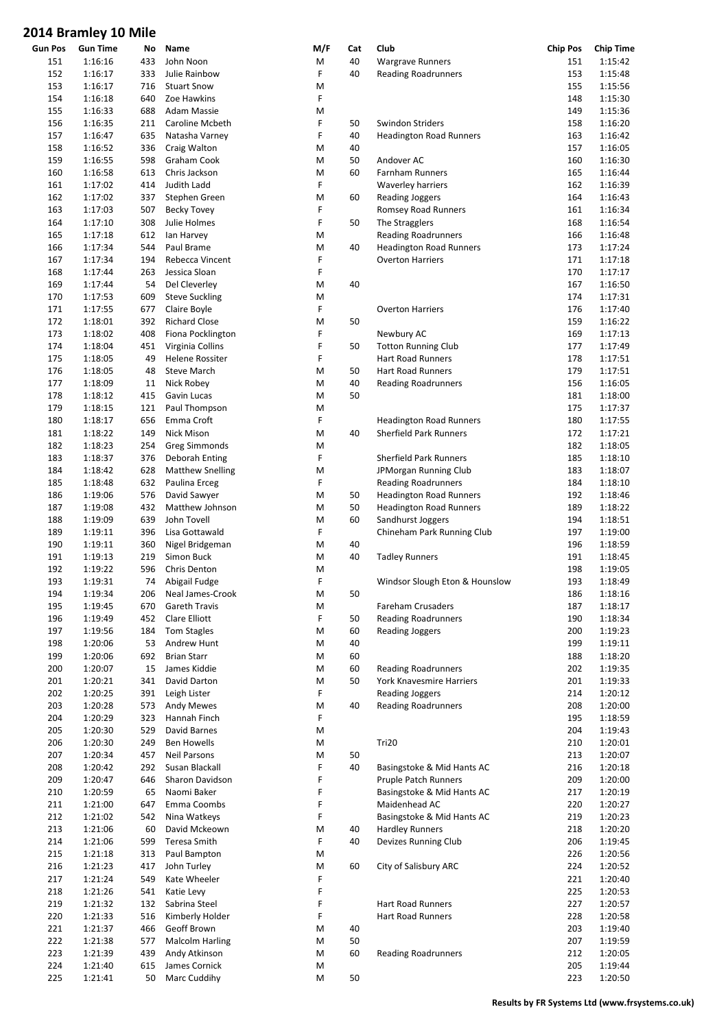# 2014 Bramley 10 Mile

| Gun Pos | Gun Time | No | Name | M/F | Cat | Club | Chip Pos | Chip Time |
|---|---|---|---|---|---|---|---|---|
| 151 | 1:16:16 | 433 | John Noon | M | 40 | Wargrave Runners | 151 | 1:15:42 |
| 152 | 1:16:17 | 333 | Julie Rainbow | F | 40 | Reading Roadrunners | 153 | 1:15:48 |
| 153 | 1:16:17 | 716 | Stuart Snow | M | | | 155 | 1:15:56 |
| 154 | 1:16:18 | 640 | Zoe Hawkins | F | | | 148 | 1:15:30 |
| 155 | 1:16:33 | 688 | Adam Massie | M | | | 149 | 1:15:36 |
| 156 | 1:16:35 | 211 | Caroline Mcbeth | F | 50 | Swindon Striders | 158 | 1:16:20 |
| 157 | 1:16:47 | 635 | Natasha Varney | F | 40 | Headington Road Runners | 163 | 1:16:42 |
| 158 | 1:16:52 | 336 | Craig Walton | M | 40 | | 157 | 1:16:05 |
| 159 | 1:16:55 | 598 | Graham Cook | M | 50 | Andover AC | 160 | 1:16:30 |
| 160 | 1:16:58 | 613 | Chris Jackson | M | 60 | Farnham Runners | 165 | 1:16:44 |
| 161 | 1:17:02 | 414 | Judith Ladd | F | | Waverley harriers | 162 | 1:16:39 |
| 162 | 1:17:02 | 337 | Stephen Green | M | 60 | Reading Joggers | 164 | 1:16:43 |
| 163 | 1:17:03 | 507 | Becky Tovey | F | | Romsey Road Runners | 161 | 1:16:34 |
| 164 | 1:17:10 | 308 | Julie Holmes | F | 50 | The Stragglers | 168 | 1:16:54 |
| 165 | 1:17:18 | 612 | Ian Harvey | M | | Reading Roadrunners | 166 | 1:16:48 |
| 166 | 1:17:34 | 544 | Paul Brame | M | 40 | Headington Road Runners | 173 | 1:17:24 |
| 167 | 1:17:34 | 194 | Rebecca Vincent | F | | Overton Harriers | 171 | 1:17:18 |
| 168 | 1:17:44 | 263 | Jessica Sloan | F | | | 170 | 1:17:17 |
| 169 | 1:17:44 | 54 | Del Cleverley | M | 40 | | 167 | 1:16:50 |
| 170 | 1:17:53 | 609 | Steve Suckling | M | | | 174 | 1:17:31 |
| 171 | 1:17:55 | 677 | Claire Boyle | F | | Overton Harriers | 176 | 1:17:40 |
| 172 | 1:18:01 | 392 | Richard Close | M | 50 | | 159 | 1:16:22 |
| 173 | 1:18:02 | 408 | Fiona Pocklington | F | | Newbury AC | 169 | 1:17:13 |
| 174 | 1:18:04 | 451 | Virginia Collins | F | 50 | Totton Running Club | 177 | 1:17:49 |
| 175 | 1:18:05 | 49 | Helene Rossiter | F | | Hart Road Runners | 178 | 1:17:51 |
| 176 | 1:18:05 | 48 | Steve March | M | 50 | Hart Road Runners | 179 | 1:17:51 |
| 177 | 1:18:09 | 11 | Nick Robey | M | 40 | Reading Roadrunners | 156 | 1:16:05 |
| 178 | 1:18:12 | 415 | Gavin Lucas | M | 50 | | 181 | 1:18:00 |
| 179 | 1:18:15 | 121 | Paul Thompson | M | | | 175 | 1:17:37 |
| 180 | 1:18:17 | 656 | Emma Croft | F | | Headington Road Runners | 180 | 1:17:55 |
| 181 | 1:18:22 | 149 | Nick Mison | M | 40 | Sherfield Park Runners | 172 | 1:17:21 |
| 182 | 1:18:23 | 254 | Greg Simmonds | M | | | 182 | 1:18:05 |
| 183 | 1:18:37 | 376 | Deborah Enting | F | | Sherfield Park Runners | 185 | 1:18:10 |
| 184 | 1:18:42 | 628 | Matthew Snelling | M | | JPMorgan Running Club | 183 | 1:18:07 |
| 185 | 1:18:48 | 632 | Paulina Erceg | F | | Reading Roadrunners | 184 | 1:18:10 |
| 186 | 1:19:06 | 576 | David Sawyer | M | 50 | Headington Road Runners | 192 | 1:18:46 |
| 187 | 1:19:08 | 432 | Matthew Johnson | M | 50 | Headington Road Runners | 189 | 1:18:22 |
| 188 | 1:19:09 | 639 | John Tovell | M | 60 | Sandhurst Joggers | 194 | 1:18:51 |
| 189 | 1:19:11 | 396 | Lisa Gottawald | F | | Chineham Park Running Club | 197 | 1:19:00 |
| 190 | 1:19:11 | 360 | Nigel Bridgeman | M | 40 | | 196 | 1:18:59 |
| 191 | 1:19:13 | 219 | Simon Buck | M | 40 | Tadley Runners | 191 | 1:18:45 |
| 192 | 1:19:22 | 596 | Chris Denton | M | | | 198 | 1:19:05 |
| 193 | 1:19:31 | 74 | Abigail Fudge | F | | Windsor Slough Eton & Hounslow | 193 | 1:18:49 |
| 194 | 1:19:34 | 206 | Neal James-Crook | M | 50 | | 186 | 1:18:16 |
| 195 | 1:19:45 | 670 | Gareth Travis | M | | Fareham Crusaders | 187 | 1:18:17 |
| 196 | 1:19:49 | 452 | Clare Elliott | F | 50 | Reading Roadrunners | 190 | 1:18:34 |
| 197 | 1:19:56 | 184 | Tom Stagles | M | 60 | Reading Joggers | 200 | 1:19:23 |
| 198 | 1:20:06 | 53 | Andrew Hunt | M | 40 | | 199 | 1:19:11 |
| 199 | 1:20:06 | 692 | Brian Starr | M | 60 | | 188 | 1:18:20 |
| 200 | 1:20:07 | 15 | James Kiddie | M | 60 | Reading Roadrunners | 202 | 1:19:35 |
| 201 | 1:20:21 | 341 | David Darton | M | 50 | York Knavesmire Harriers | 201 | 1:19:33 |
| 202 | 1:20:25 | 391 | Leigh Lister | F | | Reading Joggers | 214 | 1:20:12 |
| 203 | 1:20:28 | 573 | Andy Mewes | M | 40 | Reading Roadrunners | 208 | 1:20:00 |
| 204 | 1:20:29 | 323 | Hannah Finch | F | | | 195 | 1:18:59 |
| 205 | 1:20:30 | 529 | David Barnes | M | | | 204 | 1:19:43 |
| 206 | 1:20:30 | 249 | Ben Howells | M | | Tri20 | 210 | 1:20:01 |
| 207 | 1:20:34 | 457 | Neil Parsons | M | 50 | | 213 | 1:20:07 |
| 208 | 1:20:42 | 292 | Susan Blackall | F | 40 | Basingstoke & Mid Hants AC | 216 | 1:20:18 |
| 209 | 1:20:47 | 646 | Sharon Davidson | F | | Pruple Patch Runners | 209 | 1:20:00 |
| 210 | 1:20:59 | 65 | Naomi Baker | F | | Basingstoke & Mid Hants AC | 217 | 1:20:19 |
| 211 | 1:21:00 | 647 | Emma Coombs | F | | Maidenhead AC | 220 | 1:20:27 |
| 212 | 1:21:02 | 542 | Nina Watkeys | F | | Basingstoke & Mid Hants AC | 219 | 1:20:23 |
| 213 | 1:21:06 | 60 | David Mckeown | M | 40 | Hardley Runners | 218 | 1:20:20 |
| 214 | 1:21:06 | 599 | Teresa Smith | F | 40 | Devizes Running Club | 206 | 1:19:45 |
| 215 | 1:21:18 | 313 | Paul Bampton | M | | | 226 | 1:20:56 |
| 216 | 1:21:23 | 417 | John Turley | M | 60 | City of Salisbury ARC | 224 | 1:20:52 |
| 217 | 1:21:24 | 549 | Kate Wheeler | F | | | 221 | 1:20:40 |
| 218 | 1:21:26 | 541 | Katie Levy | F | | | 225 | 1:20:53 |
| 219 | 1:21:32 | 132 | Sabrina Steel | F | | Hart Road Runners | 227 | 1:20:57 |
| 220 | 1:21:33 | 516 | Kimberly Holder | F | | Hart Road Runners | 228 | 1:20:58 |
| 221 | 1:21:37 | 466 | Geoff Brown | M | 40 | | 203 | 1:19:40 |
| 222 | 1:21:38 | 577 | Malcolm Harling | M | 50 | | 207 | 1:19:59 |
| 223 | 1:21:39 | 439 | Andy Atkinson | M | 60 | Reading Roadrunners | 212 | 1:20:05 |
| 224 | 1:21:40 | 615 | James Cornick | M | | | 205 | 1:19:44 |
| 225 | 1:21:41 | 50 | Marc Cuddihy | M | 50 | | 223 | 1:20:50 |

**Results by FR Systems Ltd (www.frsystems.co.uk)**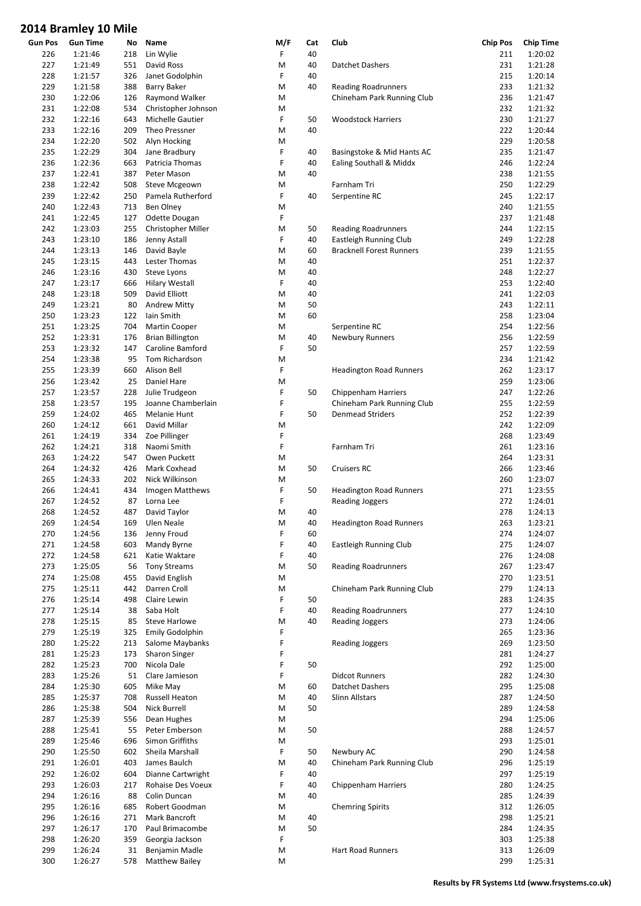# 2014 Bramley 10 Mile

| Gun Pos | Gun Time | No | Name | M/F | Cat | Club | Chip Pos | Chip Time |
|---|---|---|---|---|---|---|---|---|
| 226 | 1:21:46 | 218 | Lin Wylie | F | 40 | | 211 | 1:20:02 |
| 227 | 1:21:49 | 551 | David Ross | M | 40 | Datchet Dashers | 231 | 1:21:28 |
| 228 | 1:21:57 | 326 | Janet Godolphin | F | 40 | | 215 | 1:20:14 |
| 229 | 1:21:58 | 388 | Barry Baker | M | 40 | Reading Roadrunners | 233 | 1:21:32 |
| 230 | 1:22:06 | 126 | Raymond Walker | M | | Chineham Park Running Club | 236 | 1:21:47 |
| 231 | 1:22:08 | 534 | Christopher Johnson | M | | | 232 | 1:21:32 |
| 232 | 1:22:16 | 643 | Michelle Gautier | F | 50 | Woodstock Harriers | 230 | 1:21:27 |
| 233 | 1:22:16 | 209 | Theo Pressner | M | 40 | | 222 | 1:20:44 |
| 234 | 1:22:20 | 502 | Alyn Hocking | M | | | 229 | 1:20:58 |
| 235 | 1:22:29 | 304 | Jane Bradbury | F | 40 | Basingstoke & Mid Hants AC | 235 | 1:21:47 |
| 236 | 1:22:36 | 663 | Patricia Thomas | F | 40 | Ealing Southall & Middx | 246 | 1:22:24 |
| 237 | 1:22:41 | 387 | Peter Mason | M | 40 | | 238 | 1:21:55 |
| 238 | 1:22:42 | 508 | Steve Mcgeown | M | | Farnham Tri | 250 | 1:22:29 |
| 239 | 1:22:42 | 250 | Pamela Rutherford | F | 40 | Serpentine RC | 245 | 1:22:17 |
| 240 | 1:22:43 | 713 | Ben Olney | M | | | 240 | 1:21:55 |
| 241 | 1:22:45 | 127 | Odette Dougan | F | | | 237 | 1:21:48 |
| 242 | 1:23:03 | 255 | Christopher Miller | M | 50 | Reading Roadrunners | 244 | 1:22:15 |
| 243 | 1:23:10 | 186 | Jenny Astall | F | 40 | Eastleigh Running Club | 249 | 1:22:28 |
| 244 | 1:23:13 | 146 | David Bayle | M | 60 | Bracknell Forest Runners | 239 | 1:21:55 |
| 245 | 1:23:15 | 443 | Lester Thomas | M | 40 | | 251 | 1:22:37 |
| 246 | 1:23:16 | 430 | Steve Lyons | M | 40 | | 248 | 1:22:27 |
| 247 | 1:23:17 | 666 | Hilary Westall | F | 40 | | 253 | 1:22:40 |
| 248 | 1:23:18 | 509 | David Elliott | M | 40 | | 241 | 1:22:03 |
| 249 | 1:23:21 | 80 | Andrew Mitty | M | 50 | | 243 | 1:22:11 |
| 250 | 1:23:23 | 122 | Iain Smith | M | 60 | | 258 | 1:23:04 |
| 251 | 1:23:25 | 704 | Martin Cooper | M | | Serpentine RC | 254 | 1:22:56 |
| 252 | 1:23:31 | 176 | Brian Billington | M | 40 | Newbury Runners | 256 | 1:22:59 |
| 253 | 1:23:32 | 147 | Caroline Bamford | F | 50 | | 257 | 1:22:59 |
| 254 | 1:23:38 | 95 | Tom Richardson | M | | | 234 | 1:21:42 |
| 255 | 1:23:39 | 660 | Alison Bell | F | | Headington Road Runners | 262 | 1:23:17 |
| 256 | 1:23:42 | 25 | Daniel Hare | M | | | 259 | 1:23:06 |
| 257 | 1:23:57 | 228 | Julie Trudgeon | F | 50 | Chippenham Harriers | 247 | 1:22:26 |
| 258 | 1:23:57 | 195 | Joanne Chamberlain | F | | Chineham Park Running Club | 255 | 1:22:59 |
| 259 | 1:24:02 | 465 | Melanie Hunt | F | 50 | Denmead Striders | 252 | 1:22:39 |
| 260 | 1:24:12 | 661 | David Millar | M | | | 242 | 1:22:09 |
| 261 | 1:24:19 | 334 | Zoe Pillinger | F | | | 268 | 1:23:49 |
| 262 | 1:24:21 | 318 | Naomi Smith | F | | Farnham Tri | 261 | 1:23:16 |
| 263 | 1:24:22 | 547 | Owen Puckett | M | | | 264 | 1:23:31 |
| 264 | 1:24:32 | 426 | Mark Coxhead | M | 50 | Cruisers RC | 266 | 1:23:46 |
| 265 | 1:24:33 | 202 | Nick Wilkinson | M | | | 260 | 1:23:07 |
| 266 | 1:24:41 | 434 | Imogen Matthews | F | 50 | Headington Road Runners | 271 | 1:23:55 |
| 267 | 1:24:52 | 87 | Lorna Lee | F | | Reading Joggers | 272 | 1:24:01 |
| 268 | 1:24:52 | 487 | David Taylor | M | 40 | | 278 | 1:24:13 |
| 269 | 1:24:54 | 169 | Ulen Neale | M | 40 | Headington Road Runners | 263 | 1:23:21 |
| 270 | 1:24:56 | 136 | Jenny Froud | F | 60 | | 274 | 1:24:07 |
| 271 | 1:24:58 | 603 | Mandy Byrne | F | 40 | Eastleigh Running Club | 275 | 1:24:07 |
| 272 | 1:24:58 | 621 | Katie Waktare | F | 40 | | 276 | 1:24:08 |
| 273 | 1:25:05 | 56 | Tony Streams | M | 50 | Reading Roadrunners | 267 | 1:23:47 |
| 274 | 1:25:08 | 455 | David English | M | | | 270 | 1:23:51 |
| 275 | 1:25:11 | 442 | Darren Croll | M | | Chineham Park Running Club | 279 | 1:24:13 |
| 276 | 1:25:14 | 498 | Claire Lewin | F | 50 | | 283 | 1:24:35 |
| 277 | 1:25:14 | 38 | Saba Holt | F | 40 | Reading Roadrunners | 277 | 1:24:10 |
| 278 | 1:25:15 | 85 | Steve Harlowe | M | 40 | Reading Joggers | 273 | 1:24:06 |
| 279 | 1:25:19 | 325 | Emily Godolphin | F | | | 265 | 1:23:36 |
| 280 | 1:25:22 | 213 | Salome Maybanks | F | | Reading Joggers | 269 | 1:23:50 |
| 281 | 1:25:23 | 173 | Sharon Singer | F | | | 281 | 1:24:27 |
| 282 | 1:25:23 | 700 | Nicola Dale | F | 50 | | 292 | 1:25:00 |
| 283 | 1:25:26 | 51 | Clare Jamieson | F | | Didcot Runners | 282 | 1:24:30 |
| 284 | 1:25:30 | 605 | Mike May | M | 60 | Datchet Dashers | 295 | 1:25:08 |
| 285 | 1:25:37 | 708 | Russell Heaton | M | 40 | Slinn Allstars | 287 | 1:24:50 |
| 286 | 1:25:38 | 504 | Nick Burrell | M | 50 | | 289 | 1:24:58 |
| 287 | 1:25:39 | 556 | Dean Hughes | M | | | 294 | 1:25:06 |
| 288 | 1:25:41 | 55 | Peter Emberson | M | 50 | | 288 | 1:24:57 |
| 289 | 1:25:46 | 696 | Simon Griffiths | M | | | 293 | 1:25:01 |
| 290 | 1:25:50 | 602 | Sheila Marshall | F | 50 | Newbury AC | 290 | 1:24:58 |
| 291 | 1:26:01 | 403 | James Baulch | M | 40 | Chineham Park Running Club | 296 | 1:25:19 |
| 292 | 1:26:02 | 604 | Dianne Cartwright | F | 40 | | 297 | 1:25:19 |
| 293 | 1:26:03 | 217 | Rohaise Des Voeux | F | 40 | Chippenham Harriers | 280 | 1:24:25 |
| 294 | 1:26:16 | 88 | Colin Duncan | M | 40 | | 285 | 1:24:39 |
| 295 | 1:26:16 | 685 | Robert Goodman | M | | Chemring Spirits | 312 | 1:26:05 |
| 296 | 1:26:16 | 271 | Mark Bancroft | M | 40 | | 298 | 1:25:21 |
| 297 | 1:26:17 | 170 | Paul Brimacombe | M | 50 | | 284 | 1:24:35 |
| 298 | 1:26:20 | 359 | Georgia Jackson | F | | | 303 | 1:25:38 |
| 299 | 1:26:24 | 31 | Benjamin Madle | M | | Hart Road Runners | 313 | 1:26:09 |
| 300 | 1:26:27 | 578 | Matthew Bailey | M | | | 299 | 1:25:31 |

**Results by FR Systems Ltd (www.frsystems.co.uk)**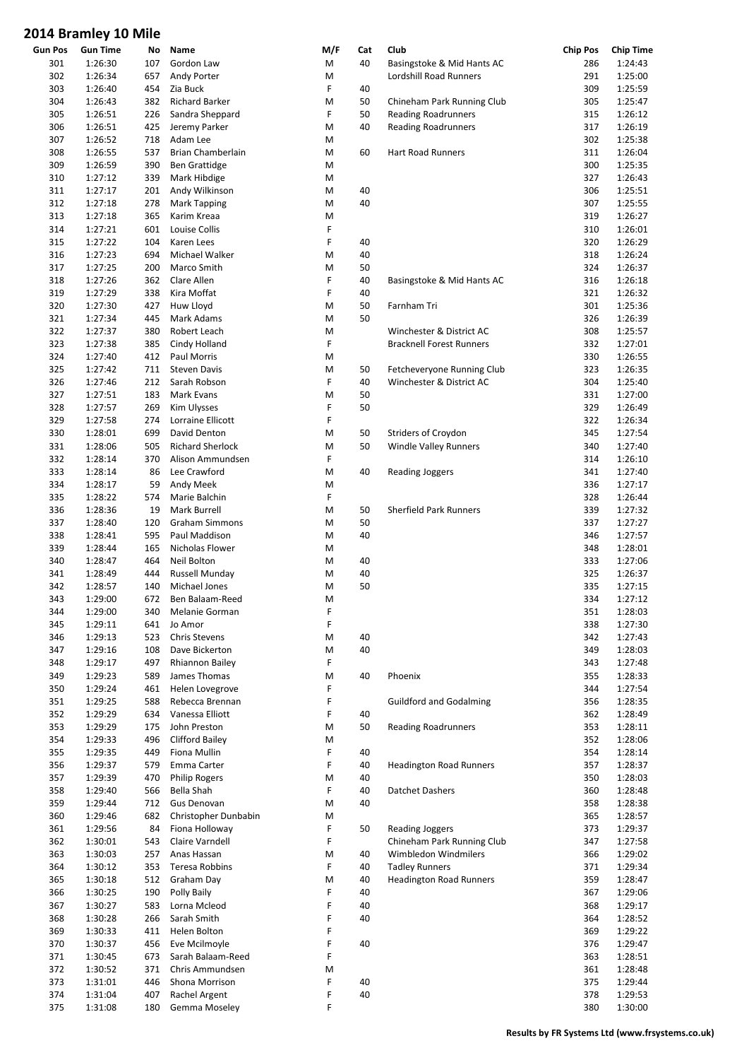# 2014 Bramley 10 Mile

| Gun Pos | Gun Time | No | Name | M/F | Cat | Club | Chip Pos | Chip Time |
|---|---|---|---|---|---|---|---|---|
| 301 | 1:26:30 | 107 | Gordon Law | M | 40 | Basingstoke & Mid Hants AC | 286 | 1:24:43 |
| 302 | 1:26:34 | 657 | Andy Porter | M | | Lordshill Road Runners | 291 | 1:25:00 |
| 303 | 1:26:40 | 454 | Zia Buck | F | 40 | | 309 | 1:25:59 |
| 304 | 1:26:43 | 382 | Richard Barker | M | 50 | Chineham Park Running Club | 305 | 1:25:47 |
| 305 | 1:26:51 | 226 | Sandra Sheppard | F | 50 | Reading Roadrunners | 315 | 1:26:12 |
| 306 | 1:26:51 | 425 | Jeremy Parker | M | 40 | Reading Roadrunners | 317 | 1:26:19 |
| 307 | 1:26:52 | 718 | Adam Lee | M | | | 302 | 1:25:38 |
| 308 | 1:26:55 | 537 | Brian Chamberlain | M | 60 | Hart Road Runners | 311 | 1:26:04 |
| 309 | 1:26:59 | 390 | Ben Grattidge | M | | | 300 | 1:25:35 |
| 310 | 1:27:12 | 339 | Mark Hibdige | M | | | 327 | 1:26:43 |
| 311 | 1:27:17 | 201 | Andy Wilkinson | M | 40 | | 306 | 1:25:51 |
| 312 | 1:27:18 | 278 | Mark Tapping | M | 40 | | 307 | 1:25:55 |
| 313 | 1:27:18 | 365 | Karim Kreaa | M | | | 319 | 1:26:27 |
| 314 | 1:27:21 | 601 | Louise Collis | F | | | 310 | 1:26:01 |
| 315 | 1:27:22 | 104 | Karen Lees | F | 40 | | 320 | 1:26:29 |
| 316 | 1:27:23 | 694 | Michael Walker | M | 40 | | 318 | 1:26:24 |
| 317 | 1:27:25 | 200 | Marco Smith | M | 50 | | 324 | 1:26:37 |
| 318 | 1:27:26 | 362 | Clare Allen | F | 40 | Basingstoke & Mid Hants AC | 316 | 1:26:18 |
| 319 | 1:27:29 | 338 | Kira Moffat | F | 40 | | 321 | 1:26:32 |
| 320 | 1:27:30 | 427 | Huw Lloyd | M | 50 | Farnham Tri | 301 | 1:25:36 |
| 321 | 1:27:34 | 445 | Mark Adams | M | 50 | | 326 | 1:26:39 |
| 322 | 1:27:37 | 380 | Robert Leach | M | | Winchester & District AC | 308 | 1:25:57 |
| 323 | 1:27:38 | 385 | Cindy Holland | F | | Bracknell Forest Runners | 332 | 1:27:01 |
| 324 | 1:27:40 | 412 | Paul Morris | M | | | 330 | 1:26:55 |
| 325 | 1:27:42 | 711 | Steven Davis | M | 50 | Fetcheveryone Running Club | 323 | 1:26:35 |
| 326 | 1:27:46 | 212 | Sarah Robson | F | 40 | Winchester & District AC | 304 | 1:25:40 |
| 327 | 1:27:51 | 183 | Mark Evans | M | 50 | | 331 | 1:27:00 |
| 328 | 1:27:57 | 269 | Kim Ulysses | F | 50 | | 329 | 1:26:49 |
| 329 | 1:27:58 | 274 | Lorraine Ellicott | F | | | 322 | 1:26:34 |
| 330 | 1:28:01 | 699 | David Denton | M | 50 | Striders of Croydon | 345 | 1:27:54 |
| 331 | 1:28:06 | 505 | Richard Sherlock | M | 50 | Windle Valley Runners | 340 | 1:27:40 |
| 332 | 1:28:14 | 370 | Alison Ammundsen | F | | | 314 | 1:26:10 |
| 333 | 1:28:14 | 86 | Lee Crawford | M | 40 | Reading Joggers | 341 | 1:27:40 |
| 334 | 1:28:17 | 59 | Andy Meek | M | | | 336 | 1:27:17 |
| 335 | 1:28:22 | 574 | Marie Balchin | F | | | 328 | 1:26:44 |
| 336 | 1:28:36 | 19 | Mark Burrell | M | 50 | Sherfield Park Runners | 339 | 1:27:32 |
| 337 | 1:28:40 | 120 | Graham Simmons | M | 50 | | 337 | 1:27:27 |
| 338 | 1:28:41 | 595 | Paul Maddison | M | 40 | | 346 | 1:27:57 |
| 339 | 1:28:44 | 165 | Nicholas Flower | M | | | 348 | 1:28:01 |
| 340 | 1:28:47 | 464 | Neil Bolton | M | 40 | | 333 | 1:27:06 |
| 341 | 1:28:49 | 444 | Russell Munday | M | 40 | | 325 | 1:26:37 |
| 342 | 1:28:57 | 140 | Michael Jones | M | 50 | | 335 | 1:27:15 |
| 343 | 1:29:00 | 672 | Ben Balaam-Reed | M | | | 334 | 1:27:12 |
| 344 | 1:29:00 | 340 | Melanie Gorman | F | | | 351 | 1:28:03 |
| 345 | 1:29:11 | 641 | Jo Amor | F | | | 338 | 1:27:30 |
| 346 | 1:29:13 | 523 | Chris Stevens | M | 40 | | 342 | 1:27:43 |
| 347 | 1:29:16 | 108 | Dave Bickerton | M | 40 | | 349 | 1:28:03 |
| 348 | 1:29:17 | 497 | Rhiannon Bailey | F | | | 343 | 1:27:48 |
| 349 | 1:29:23 | 589 | James Thomas | M | 40 | Phoenix | 355 | 1:28:33 |
| 350 | 1:29:24 | 461 | Helen Lovegrove | F | | | 344 | 1:27:54 |
| 351 | 1:29:25 | 588 | Rebecca Brennan | F | | Guildford and Godalming | 356 | 1:28:35 |
| 352 | 1:29:29 | 634 | Vanessa Elliott | F | 40 | | 362 | 1:28:49 |
| 353 | 1:29:29 | 175 | John Preston | M | 50 | Reading Roadrunners | 353 | 1:28:11 |
| 354 | 1:29:33 | 496 | Clifford Bailey | M | | | 352 | 1:28:06 |
| 355 | 1:29:35 | 449 | Fiona Mullin | F | 40 | | 354 | 1:28:14 |
| 356 | 1:29:37 | 579 | Emma Carter | F | 40 | Headington Road Runners | 357 | 1:28:37 |
| 357 | 1:29:39 | 470 | Philip Rogers | M | 40 | | 350 | 1:28:03 |
| 358 | 1:29:40 | 566 | Bella Shah | F | 40 | Datchet Dashers | 360 | 1:28:48 |
| 359 | 1:29:44 | 712 | Gus Denovan | M | 40 | | 358 | 1:28:38 |
| 360 | 1:29:46 | 682 | Christopher Dunbabin | M | | | 365 | 1:28:57 |
| 361 | 1:29:56 | 84 | Fiona Holloway | F | 50 | Reading Joggers | 373 | 1:29:37 |
| 362 | 1:30:01 | 543 | Claire Varndell | F | | Chineham Park Running Club | 347 | 1:27:58 |
| 363 | 1:30:03 | 257 | Anas Hassan | M | 40 | Wimbledon Windmilers | 366 | 1:29:02 |
| 364 | 1:30:12 | 353 | Teresa Robbins | F | 40 | Tadley Runners | 371 | 1:29:34 |
| 365 | 1:30:18 | 512 | Graham Day | M | 40 | Headington Road Runners | 359 | 1:28:47 |
| 366 | 1:30:25 | 190 | Polly Baily | F | 40 | | 367 | 1:29:06 |
| 367 | 1:30:27 | 583 | Lorna Mcleod | F | 40 | | 368 | 1:29:17 |
| 368 | 1:30:28 | 266 | Sarah Smith | F | 40 | | 364 | 1:28:52 |
| 369 | 1:30:33 | 411 | Helen Bolton | F | | | 369 | 1:29:22 |
| 370 | 1:30:37 | 456 | Eve Mcilmoyle | F | 40 | | 376 | 1:29:47 |
| 371 | 1:30:45 | 673 | Sarah Balaam-Reed | F | | | 363 | 1:28:51 |
| 372 | 1:30:52 | 371 | Chris Ammundsen | M | | | 361 | 1:28:48 |
| 373 | 1:31:01 | 446 | Shona Morrison | F | 40 | | 375 | 1:29:44 |
| 374 | 1:31:04 | 407 | Rachel Argent | F | 40 | | 378 | 1:29:53 |
| 375 | 1:31:08 | 180 | Gemma Moseley | F | | | 380 | 1:30:00 |

**Results by FR Systems Ltd (www.frsystems.co.uk)**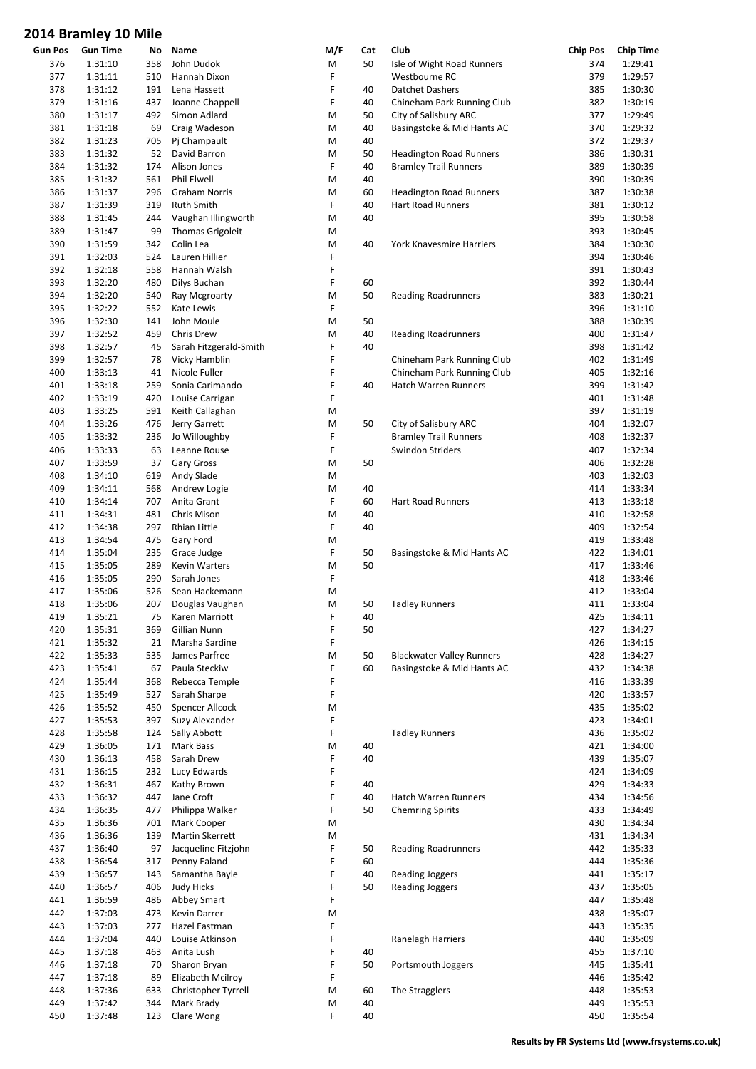# 2014 Bramley 10 Mile

| Gun Pos | Gun Time | No | Name | M/F | Cat | Club | Chip Pos | Chip Time |
|---|---|---|---|---|---|---|---|---|
| 376 | 1:31:10 | 358 | John Dudok | M | 50 | Isle of Wight Road Runners | 374 | 1:29:41 |
| 377 | 1:31:11 | 510 | Hannah Dixon | F | | Westbourne RC | 379 | 1:29:57 |
| 378 | 1:31:12 | 191 | Lena Hassett | F | 40 | Datchet Dashers | 385 | 1:30:30 |
| 379 | 1:31:16 | 437 | Joanne Chappell | F | 40 | Chineham Park Running Club | 382 | 1:30:19 |
| 380 | 1:31:17 | 492 | Simon Adlard | M | 50 | City of Salisbury ARC | 377 | 1:29:49 |
| 381 | 1:31:18 | 69 | Craig Wadeson | M | 40 | Basingstoke & Mid Hants AC | 370 | 1:29:32 |
| 382 | 1:31:23 | 705 | Pj Champault | M | 40 | | 372 | 1:29:37 |
| 383 | 1:31:32 | 52 | David Barron | M | 50 | Headington Road Runners | 386 | 1:30:31 |
| 384 | 1:31:32 | 174 | Alison Jones | F | 40 | Bramley Trail Runners | 389 | 1:30:39 |
| 385 | 1:31:32 | 561 | Phil Elwell | M | 40 | | 390 | 1:30:39 |
| 386 | 1:31:37 | 296 | Graham Norris | M | 60 | Headington Road Runners | 387 | 1:30:38 |
| 387 | 1:31:39 | 319 | Ruth Smith | F | 40 | Hart Road Runners | 381 | 1:30:12 |
| 388 | 1:31:45 | 244 | Vaughan Illingworth | M | 40 | | 395 | 1:30:58 |
| 389 | 1:31:47 | 99 | Thomas Grigoleit | M | | | 393 | 1:30:45 |
| 390 | 1:31:59 | 342 | Colin Lea | M | 40 | York Knavesmire Harriers | 384 | 1:30:30 |
| 391 | 1:32:03 | 524 | Lauren Hillier | F | | | 394 | 1:30:46 |
| 392 | 1:32:18 | 558 | Hannah Walsh | F | | | 391 | 1:30:43 |
| 393 | 1:32:20 | 480 | Dilys Buchan | F | 60 | | 392 | 1:30:44 |
| 394 | 1:32:20 | 540 | Ray Mcgroarty | M | 50 | Reading Roadrunners | 383 | 1:30:21 |
| 395 | 1:32:22 | 552 | Kate Lewis | F | | | 396 | 1:31:10 |
| 396 | 1:32:30 | 141 | John Moule | M | 50 | | 388 | 1:30:39 |
| 397 | 1:32:52 | 459 | Chris Drew | M | 40 | Reading Roadrunners | 400 | 1:31:47 |
| 398 | 1:32:57 | 45 | Sarah Fitzgerald-Smith | F | 40 | | 398 | 1:31:42 |
| 399 | 1:32:57 | 78 | Vicky Hamblin | F | | Chineham Park Running Club | 402 | 1:31:49 |
| 400 | 1:33:13 | 41 | Nicole Fuller | F | | Chineham Park Running Club | 405 | 1:32:16 |
| 401 | 1:33:18 | 259 | Sonia Carimando | F | 40 | Hatch Warren Runners | 399 | 1:31:42 |
| 402 | 1:33:19 | 420 | Louise Carrigan | F | | | 401 | 1:31:48 |
| 403 | 1:33:25 | 591 | Keith Callaghan | M | | | 397 | 1:31:19 |
| 404 | 1:33:26 | 476 | Jerry Garrett | M | 50 | City of Salisbury ARC | 404 | 1:32:07 |
| 405 | 1:33:32 | 236 | Jo Willoughby | F | | Bramley Trail Runners | 408 | 1:32:37 |
| 406 | 1:33:33 | 63 | Leanne Rouse | F | | Swindon Striders | 407 | 1:32:34 |
| 407 | 1:33:59 | 37 | Gary Gross | M | 50 | | 406 | 1:32:28 |
| 408 | 1:34:10 | 619 | Andy Slade | M | | | 403 | 1:32:03 |
| 409 | 1:34:11 | 568 | Andrew Logie | M | 40 | | 414 | 1:33:34 |
| 410 | 1:34:14 | 707 | Anita Grant | F | 60 | Hart Road Runners | 413 | 1:33:18 |
| 411 | 1:34:31 | 481 | Chris Mison | M | 40 | | 410 | 1:32:58 |
| 412 | 1:34:38 | 297 | Rhian Little | F | 40 | | 409 | 1:32:54 |
| 413 | 1:34:54 | 475 | Gary Ford | M | | | 419 | 1:33:48 |
| 414 | 1:35:04 | 235 | Grace Judge | F | 50 | Basingstoke & Mid Hants AC | 422 | 1:34:01 |
| 415 | 1:35:05 | 289 | Kevin Warters | M | 50 | | 417 | 1:33:46 |
| 416 | 1:35:05 | 290 | Sarah Jones | F | | | 418 | 1:33:46 |
| 417 | 1:35:06 | 526 | Sean Hackemann | M | | | 412 | 1:33:04 |
| 418 | 1:35:06 | 207 | Douglas Vaughan | M | 50 | Tadley Runners | 411 | 1:33:04 |
| 419 | 1:35:21 | 75 | Karen Marriott | F | 40 | | 425 | 1:34:11 |
| 420 | 1:35:31 | 369 | Gillian Nunn | F | 50 | | 427 | 1:34:27 |
| 421 | 1:35:32 | 21 | Marsha Sardine | F | | | 426 | 1:34:15 |
| 422 | 1:35:33 | 535 | James Parfree | M | 50 | Blackwater Valley Runners | 428 | 1:34:27 |
| 423 | 1:35:41 | 67 | Paula Steckiw | F | 60 | Basingstoke & Mid Hants AC | 432 | 1:34:38 |
| 424 | 1:35:44 | 368 | Rebecca Temple | F | | | 416 | 1:33:39 |
| 425 | 1:35:49 | 527 | Sarah Sharpe | F | | | 420 | 1:33:57 |
| 426 | 1:35:52 | 450 | Spencer Allcock | M | | | 435 | 1:35:02 |
| 427 | 1:35:53 | 397 | Suzy Alexander | F | | | 423 | 1:34:01 |
| 428 | 1:35:58 | 124 | Sally Abbott | F | | Tadley Runners | 436 | 1:35:02 |
| 429 | 1:36:05 | 171 | Mark Bass | M | 40 | | 421 | 1:34:00 |
| 430 | 1:36:13 | 458 | Sarah Drew | F | 40 | | 439 | 1:35:07 |
| 431 | 1:36:15 | 232 | Lucy Edwards | F | | | 424 | 1:34:09 |
| 432 | 1:36:31 | 467 | Kathy Brown | F | 40 | | 429 | 1:34:33 |
| 433 | 1:36:32 | 447 | Jane Croft | F | 40 | Hatch Warren Runners | 434 | 1:34:56 |
| 434 | 1:36:35 | 477 | Philippa Walker | F | 50 | Chemring Spirits | 433 | 1:34:49 |
| 435 | 1:36:36 | 701 | Mark Cooper | M | | | 430 | 1:34:34 |
| 436 | 1:36:36 | 139 | Martin Skerrett | M | | | 431 | 1:34:34 |
| 437 | 1:36:40 | 97 | Jacqueline Fitzjohn | F | 50 | Reading Roadrunners | 442 | 1:35:33 |
| 438 | 1:36:54 | 317 | Penny Ealand | F | 60 | | 444 | 1:35:36 |
| 439 | 1:36:57 | 143 | Samantha Bayle | F | 40 | Reading Joggers | 441 | 1:35:17 |
| 440 | 1:36:57 | 406 | Judy Hicks | F | 50 | Reading Joggers | 437 | 1:35:05 |
| 441 | 1:36:59 | 486 | Abbey Smart | F | | | 447 | 1:35:48 |
| 442 | 1:37:03 | 473 | Kevin Darrer | M | | | 438 | 1:35:07 |
| 443 | 1:37:03 | 277 | Hazel Eastman | F | | | 443 | 1:35:35 |
| 444 | 1:37:04 | 440 | Louise Atkinson | F | | Ranelagh Harriers | 440 | 1:35:09 |
| 445 | 1:37:18 | 463 | Anita Lush | F | 40 | | 455 | 1:37:10 |
| 446 | 1:37:18 | 70 | Sharon Bryan | F | 50 | Portsmouth Joggers | 445 | 1:35:41 |
| 447 | 1:37:18 | 89 | Elizabeth Mcilroy | F | | | 446 | 1:35:42 |
| 448 | 1:37:36 | 633 | Christopher Tyrrell | M | 60 | The Stragglers | 448 | 1:35:53 |
| 449 | 1:37:42 | 344 | Mark Brady | M | 40 | | 449 | 1:35:53 |
| 450 | 1:37:48 | 123 | Clare Wong | F | 40 | | 450 | 1:35:54 |

**Results by FR Systems Ltd (www.frsystems.co.uk)**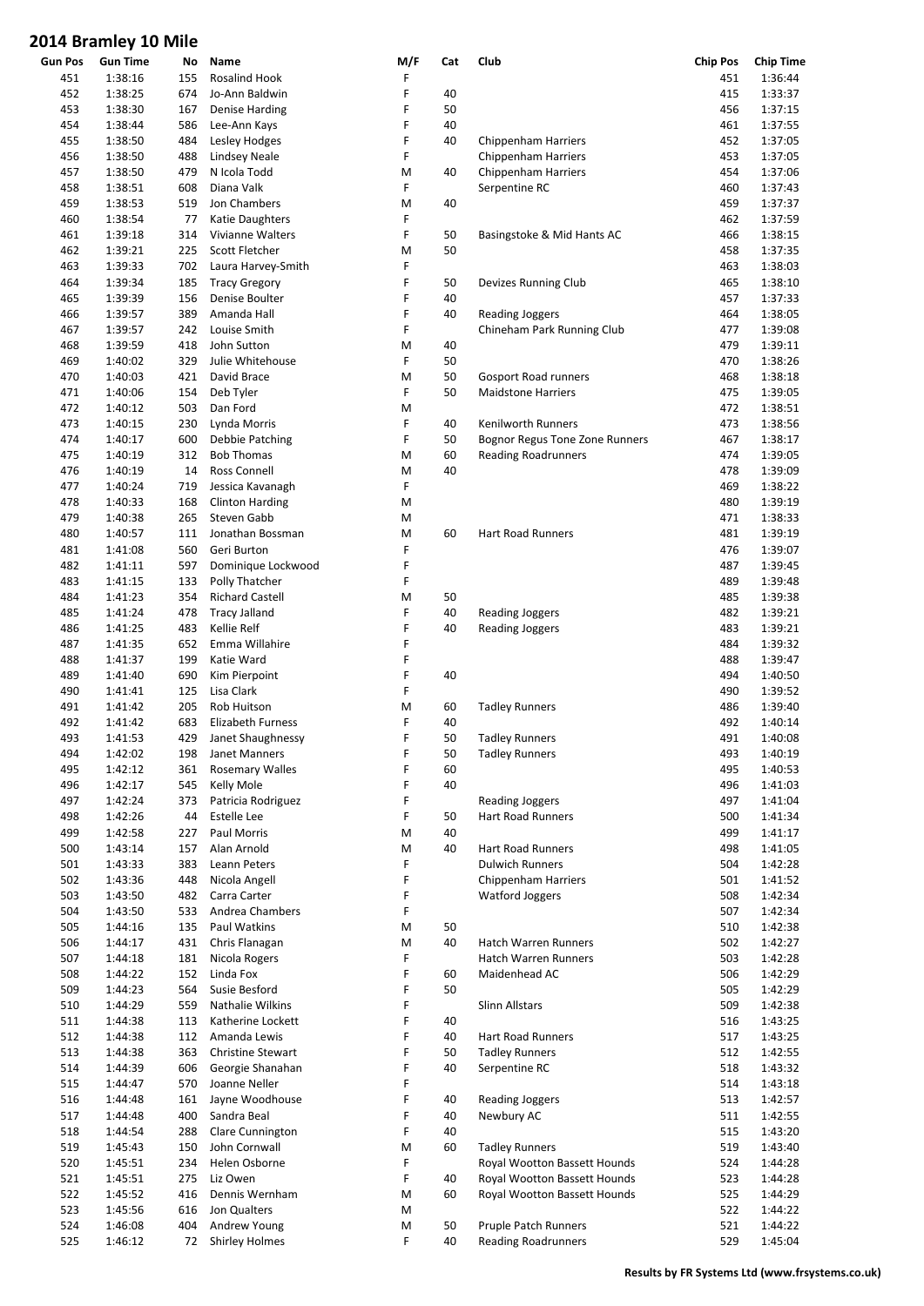# 2014 Bramley 10 Mile

| Gun Pos | Gun Time | No | Name | M/F | Cat | Club | Chip Pos | Chip Time |
|---|---|---|---|---|---|---|---|---|
| 451 | 1:38:16 | 155 | Rosalind Hook | F | | | 451 | 1:36:44 |
| 452 | 1:38:25 | 674 | Jo-Ann Baldwin | F | 40 | | 415 | 1:33:37 |
| 453 | 1:38:30 | 167 | Denise Harding | F | 50 | | 456 | 1:37:15 |
| 454 | 1:38:44 | 586 | Lee-Ann Kays | F | 40 | | 461 | 1:37:55 |
| 455 | 1:38:50 | 484 | Lesley Hodges | F | 40 | Chippenham Harriers | 452 | 1:37:05 |
| 456 | 1:38:50 | 488 | Lindsey Neale | F | | Chippenham Harriers | 453 | 1:37:05 |
| 457 | 1:38:50 | 479 | N Icola Todd | M | 40 | Chippenham Harriers | 454 | 1:37:06 |
| 458 | 1:38:51 | 608 | Diana Valk | F | | Serpentine RC | 460 | 1:37:43 |
| 459 | 1:38:53 | 519 | Jon Chambers | M | 40 | | 459 | 1:37:37 |
| 460 | 1:38:54 | 77 | Katie Daughters | F | | | 462 | 1:37:59 |
| 461 | 1:39:18 | 314 | Vivianne Walters | F | 50 | Basingstoke & Mid Hants AC | 466 | 1:38:15 |
| 462 | 1:39:21 | 225 | Scott Fletcher | M | 50 | | 458 | 1:37:35 |
| 463 | 1:39:33 | 702 | Laura Harvey-Smith | F | | | 463 | 1:38:03 |
| 464 | 1:39:34 | 185 | Tracy Gregory | F | 50 | Devizes Running Club | 465 | 1:38:10 |
| 465 | 1:39:39 | 156 | Denise Boulter | F | 40 | | 457 | 1:37:33 |
| 466 | 1:39:57 | 389 | Amanda Hall | F | 40 | Reading Joggers | 464 | 1:38:05 |
| 467 | 1:39:57 | 242 | Louise Smith | F | | Chineham Park Running Club | 477 | 1:39:08 |
| 468 | 1:39:59 | 418 | John Sutton | M | 40 | | 479 | 1:39:11 |
| 469 | 1:40:02 | 329 | Julie Whitehouse | F | 50 | | 470 | 1:38:26 |
| 470 | 1:40:03 | 421 | David Brace | M | 50 | Gosport Road runners | 468 | 1:38:18 |
| 471 | 1:40:06 | 154 | Deb Tyler | F | 50 | Maidstone Harriers | 475 | 1:39:05 |
| 472 | 1:40:12 | 503 | Dan Ford | M | | | 472 | 1:38:51 |
| 473 | 1:40:15 | 230 | Lynda Morris | F | 40 | Kenilworth Runners | 473 | 1:38:56 |
| 474 | 1:40:17 | 600 | Debbie Patching | F | 50 | Bognor Regus Tone Zone Runners | 467 | 1:38:17 |
| 475 | 1:40:19 | 312 | Bob Thomas | M | 60 | Reading Roadrunners | 474 | 1:39:05 |
| 476 | 1:40:19 | 14 | Ross Connell | M | 40 | | 478 | 1:39:09 |
| 477 | 1:40:24 | 719 | Jessica Kavanagh | F | | | 469 | 1:38:22 |
| 478 | 1:40:33 | 168 | Clinton Harding | M | | | 480 | 1:39:19 |
| 479 | 1:40:38 | 265 | Steven Gabb | M | | | 471 | 1:38:33 |
| 480 | 1:40:57 | 111 | Jonathan Bossman | M | 60 | Hart Road Runners | 481 | 1:39:19 |
| 481 | 1:41:08 | 560 | Geri Burton | F | | | 476 | 1:39:07 |
| 482 | 1:41:11 | 597 | Dominique Lockwood | F | | | 487 | 1:39:45 |
| 483 | 1:41:15 | 133 | Polly Thatcher | F | | | 489 | 1:39:48 |
| 484 | 1:41:23 | 354 | Richard Castell | M | 50 | | 485 | 1:39:38 |
| 485 | 1:41:24 | 478 | Tracy Jalland | F | 40 | Reading Joggers | 482 | 1:39:21 |
| 486 | 1:41:25 | 483 | Kellie Relf | F | 40 | Reading Joggers | 483 | 1:39:21 |
| 487 | 1:41:35 | 652 | Emma Willahire | F | | | 484 | 1:39:32 |
| 488 | 1:41:37 | 199 | Katie Ward | F | | | 488 | 1:39:47 |
| 489 | 1:41:40 | 690 | Kim Pierpoint | F | 40 | | 494 | 1:40:50 |
| 490 | 1:41:41 | 125 | Lisa Clark | F | | | 490 | 1:39:52 |
| 491 | 1:41:42 | 205 | Rob Huitson | M | 60 | Tadley Runners | 486 | 1:39:40 |
| 492 | 1:41:42 | 683 | Elizabeth Furness | F | 40 | | 492 | 1:40:14 |
| 493 | 1:41:53 | 429 | Janet Shaughnessy | F | 50 | Tadley Runners | 491 | 1:40:08 |
| 494 | 1:42:02 | 198 | Janet Manners | F | 50 | Tadley Runners | 493 | 1:40:19 |
| 495 | 1:42:12 | 361 | Rosemary Walles | F | 60 | | 495 | 1:40:53 |
| 496 | 1:42:17 | 545 | Kelly Mole | F | 40 | | 496 | 1:41:03 |
| 497 | 1:42:24 | 373 | Patricia Rodriguez | F | | Reading Joggers | 497 | 1:41:04 |
| 498 | 1:42:26 | 44 | Estelle Lee | F | 50 | Hart Road Runners | 500 | 1:41:34 |
| 499 | 1:42:58 | 227 | Paul Morris | M | 40 | | 499 | 1:41:17 |
| 500 | 1:43:14 | 157 | Alan Arnold | M | 40 | Hart Road Runners | 498 | 1:41:05 |
| 501 | 1:43:33 | 383 | Leann Peters | F | | Dulwich Runners | 504 | 1:42:28 |
| 502 | 1:43:36 | 448 | Nicola Angell | F | | Chippenham Harriers | 501 | 1:41:52 |
| 503 | 1:43:50 | 482 | Carra Carter | F | | Watford Joggers | 508 | 1:42:34 |
| 504 | 1:43:50 | 533 | Andrea Chambers | F | | | 507 | 1:42:34 |
| 505 | 1:44:16 | 135 | Paul Watkins | M | 50 | | 510 | 1:42:38 |
| 506 | 1:44:17 | 431 | Chris Flanagan | M | 40 | Hatch Warren Runners | 502 | 1:42:27 |
| 507 | 1:44:18 | 181 | Nicola Rogers | F | | Hatch Warren Runners | 503 | 1:42:28 |
| 508 | 1:44:22 | 152 | Linda Fox | F | 60 | Maidenhead AC | 506 | 1:42:29 |
| 509 | 1:44:23 | 564 | Susie Besford | F | 50 | | 505 | 1:42:29 |
| 510 | 1:44:29 | 559 | Nathalie Wilkins | F | | Slinn Allstars | 509 | 1:42:38 |
| 511 | 1:44:38 | 113 | Katherine Lockett | F | 40 | | 516 | 1:43:25 |
| 512 | 1:44:38 | 112 | Amanda Lewis | F | 40 | Hart Road Runners | 517 | 1:43:25 |
| 513 | 1:44:38 | 363 | Christine Stewart | F | 50 | Tadley Runners | 512 | 1:42:55 |
| 514 | 1:44:39 | 606 | Georgie Shanahan | F | 40 | Serpentine RC | 518 | 1:43:32 |
| 515 | 1:44:47 | 570 | Joanne Neller | F | | | 514 | 1:43:18 |
| 516 | 1:44:48 | 161 | Jayne Woodhouse | F | 40 | Reading Joggers | 513 | 1:42:57 |
| 517 | 1:44:48 | 400 | Sandra Beal | F | 40 | Newbury AC | 511 | 1:42:55 |
| 518 | 1:44:54 | 288 | Clare Cunnington | F | 40 | | 515 | 1:43:20 |
| 519 | 1:45:43 | 150 | John Cornwall | M | 60 | Tadley Runners | 519 | 1:43:40 |
| 520 | 1:45:51 | 234 | Helen Osborne | F | | Royal Wootton Bassett Hounds | 524 | 1:44:28 |
| 521 | 1:45:51 | 275 | Liz Owen | F | 40 | Royal Wootton Bassett Hounds | 523 | 1:44:28 |
| 522 | 1:45:52 | 416 | Dennis Wernham | M | 60 | Royal Wootton Bassett Hounds | 525 | 1:44:29 |
| 523 | 1:45:56 | 616 | Jon Qualters | M | | | 522 | 1:44:22 |
| 524 | 1:46:08 | 404 | Andrew Young | M | 50 | Pruple Patch Runners | 521 | 1:44:22 |
| 525 | 1:46:12 | 72 | Shirley Holmes | F | 40 | Reading Roadrunners | 529 | 1:45:04 |

**Results by FR Systems Ltd (www.frsystems.co.uk)**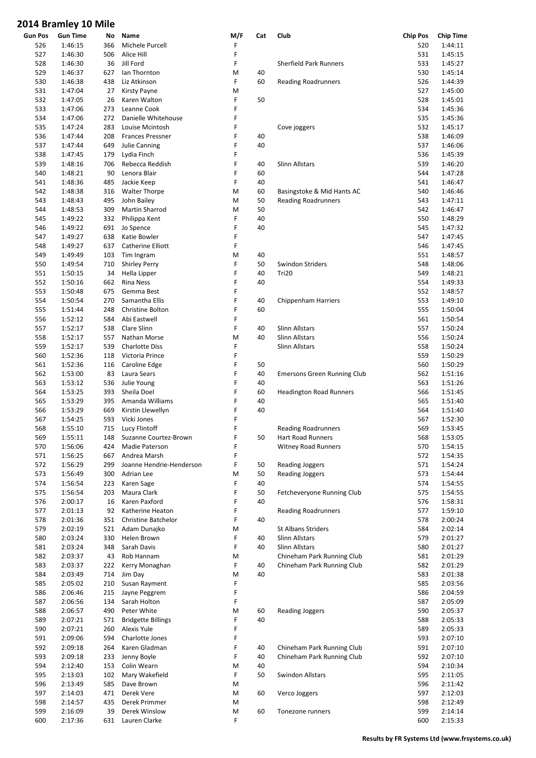# 2014 Bramley 10 Mile

| Gun Pos | Gun Time | No | Name | M/F | Cat | Club | Chip Pos | Chip Time |
|---|---|---|---|---|---|---|---|---|
| 526 | 1:46:15 | 366 | Michele Purcell | F | | | 520 | 1:44:11 |
| 527 | 1:46:30 | 506 | Alice Hill | F | | | 531 | 1:45:15 |
| 528 | 1:46:30 | 36 | Jill Ford | F | | Sherfield Park Runners | 533 | 1:45:27 |
| 529 | 1:46:37 | 627 | Ian Thornton | M | 40 | | 530 | 1:45:14 |
| 530 | 1:46:38 | 438 | Liz Atkinson | F | 60 | Reading Roadrunners | 526 | 1:44:39 |
| 531 | 1:47:04 | 27 | Kirsty Payne | M | | | 527 | 1:45:00 |
| 532 | 1:47:05 | 26 | Karen Walton | F | 50 | | 528 | 1:45:01 |
| 533 | 1:47:06 | 273 | Leanne Cook | F | | | 534 | 1:45:36 |
| 534 | 1:47:06 | 272 | Danielle Whitehouse | F | | | 535 | 1:45:36 |
| 535 | 1:47:24 | 283 | Louise Mcintosh | F | | Cove joggers | 532 | 1:45:17 |
| 536 | 1:47:44 | 208 | Frances Pressner | F | 40 | | 538 | 1:46:09 |
| 537 | 1:47:44 | 649 | Julie Canning | F | 40 | | 537 | 1:46:06 |
| 538 | 1:47:45 | 179 | Lydia Finch | F | | | 536 | 1:45:39 |
| 539 | 1:48:16 | 706 | Rebecca Reddish | F | 40 | Slinn Allstars | 539 | 1:46:20 |
| 540 | 1:48:21 | 90 | Lenora Blair | F | 60 | | 544 | 1:47:28 |
| 541 | 1:48:36 | 485 | Jackie Keep | F | 40 | | 541 | 1:46:47 |
| 542 | 1:48:38 | 316 | Walter Thorpe | M | 60 | Basingstoke & Mid Hants AC | 540 | 1:46:46 |
| 543 | 1:48:43 | 495 | John Bailey | M | 50 | Reading Roadrunners | 543 | 1:47:11 |
| 544 | 1:48:53 | 309 | Martin Sharrod | M | 50 | | 542 | 1:46:47 |
| 545 | 1:49:22 | 332 | Philippa Kent | F | 40 | | 550 | 1:48:29 |
| 546 | 1:49:22 | 691 | Jo Spence | F | 40 | | 545 | 1:47:32 |
| 547 | 1:49:27 | 638 | Katie Bowler | F | | | 547 | 1:47:45 |
| 548 | 1:49:27 | 637 | Catherine Elliott | F | | | 546 | 1:47:45 |
| 549 | 1:49:49 | 103 | Tim Ingram | M | 40 | | 551 | 1:48:57 |
| 550 | 1:49:54 | 710 | Shirley Perry | F | 50 | Swindon Striders | 548 | 1:48:06 |
| 551 | 1:50:15 | 34 | Hella Lipper | F | 40 | Tri20 | 549 | 1:48:21 |
| 552 | 1:50:16 | 662 | Rina Ness | F | 40 | | 554 | 1:49:33 |
| 553 | 1:50:48 | 675 | Gemma Best | F | | | 552 | 1:48:57 |
| 554 | 1:50:54 | 270 | Samantha Ellis | F | 40 | Chippenham Harriers | 553 | 1:49:10 |
| 555 | 1:51:44 | 248 | Christine Bolton | F | 60 | | 555 | 1:50:04 |
| 556 | 1:52:12 | 584 | Abi Eastwell | F | | | 561 | 1:50:54 |
| 557 | 1:52:17 | 538 | Clare Slinn | F | 40 | Slinn Allstars | 557 | 1:50:24 |
| 558 | 1:52:17 | 557 | Nathan Morse | M | 40 | Slinn Allstars | 556 | 1:50:24 |
| 559 | 1:52:17 | 539 | Charlotte Diss | F | | Slinn Allstars | 558 | 1:50:24 |
| 560 | 1:52:36 | 118 | Victoria Prince | F | | | 559 | 1:50:29 |
| 561 | 1:52:36 | 116 | Caroline Edge | F | 50 | | 560 | 1:50:29 |
| 562 | 1:53:00 | 83 | Laura Sears | F | 40 | Emersons Green Running Club | 562 | 1:51:16 |
| 563 | 1:53:12 | 536 | Julie Young | F | 40 | | 563 | 1:51:26 |
| 564 | 1:53:25 | 393 | Sheila Doel | F | 60 | Headington Road Runners | 566 | 1:51:45 |
| 565 | 1:53:29 | 395 | Amanda Williams | F | 40 | | 565 | 1:51:40 |
| 566 | 1:53:29 | 669 | Kirstin Llewellyn | F | 40 | | 564 | 1:51:40 |
| 567 | 1:54:25 | 593 | Vicki Jones | F | | | 567 | 1:52:30 |
| 568 | 1:55:10 | 715 | Lucy Flintoff | F | | Reading Roadrunners | 569 | 1:53:45 |
| 569 | 1:55:11 | 148 | Suzanne Courtez-Brown | F | 50 | Hart Road Runners | 568 | 1:53:05 |
| 570 | 1:56:06 | 424 | Madie Paterson | F | | Witney Road Runners | 570 | 1:54:15 |
| 571 | 1:56:25 | 667 | Andrea Marsh | F | | | 572 | 1:54:35 |
| 572 | 1:56:29 | 299 | Joanne Hendrie-Henderson | F | 50 | Reading Joggers | 571 | 1:54:24 |
| 573 | 1:56:49 | 300 | Adrian Lee | M | 50 | Reading Joggers | 573 | 1:54:44 |
| 574 | 1:56:54 | 223 | Karen Sage | F | 40 | | 574 | 1:54:55 |
| 575 | 1:56:54 | 203 | Maura Clark | F | 50 | Fetcheveryone Running Club | 575 | 1:54:55 |
| 576 | 2:00:17 | 16 | Karen Paxford | F | 40 | | 576 | 1:58:31 |
| 577 | 2:01:13 | 92 | Katherine Heaton | F | | Reading Roadrunners | 577 | 1:59:10 |
| 578 | 2:01:36 | 351 | Christine Batchelor | F | 40 | | 578 | 2:00:24 |
| 579 | 2:02:19 | 521 | Adam Dunajko | M | | St Albans Striders | 584 | 2:02:14 |
| 580 | 2:03:24 | 330 | Helen Brown | F | 40 | Slinn Allstars | 579 | 2:01:27 |
| 581 | 2:03:24 | 348 | Sarah Davis | F | 40 | Slinn Allstars | 580 | 2:01:27 |
| 582 | 2:03:37 | 43 | Rob Hannam | M | | Chineham Park Running Club | 581 | 2:01:29 |
| 583 | 2:03:37 | 222 | Kerry Monaghan | F | 40 | Chineham Park Running Club | 582 | 2:01:29 |
| 584 | 2:03:49 | 714 | Jim Day | M | 40 | | 583 | 2:01:38 |
| 585 | 2:05:02 | 210 | Susan Rayment | F | | | 585 | 2:03:56 |
| 586 | 2:06:46 | 215 | Jayne Peggrem | F | | | 586 | 2:04:59 |
| 587 | 2:06:56 | 134 | Sarah Holton | F | | | 587 | 2:05:09 |
| 588 | 2:06:57 | 490 | Peter White | M | 60 | Reading Joggers | 590 | 2:05:37 |
| 589 | 2:07:21 | 571 | Bridgette Billings | F | 40 | | 588 | 2:05:33 |
| 590 | 2:07:21 | 260 | Alexis Yule | F | | | 589 | 2:05:33 |
| 591 | 2:09:06 | 594 | Charlotte Jones | F | | | 593 | 2:07:10 |
| 592 | 2:09:18 | 264 | Karen Gladman | F | 40 | Chineham Park Running Club | 591 | 2:07:10 |
| 593 | 2:09:18 | 233 | Jenny Boyle | F | 40 | Chineham Park Running Club | 592 | 2:07:10 |
| 594 | 2:12:40 | 153 | Colin Wearn | M | 40 | | 594 | 2:10:34 |
| 595 | 2:13:03 | 102 | Mary Wakefield | F | 50 | Swindon Allstars | 595 | 2:11:05 |
| 596 | 2:13:49 | 585 | Dave Brown | M | | | 596 | 2:11:42 |
| 597 | 2:14:03 | 471 | Derek Vere | M | 60 | Verco Joggers | 597 | 2:12:03 |
| 598 | 2:14:57 | 435 | Derek Primmer | M | | | 598 | 2:12:49 |
| 599 | 2:16:09 | 39 | Derek Winslow | M | 60 | Tonezone runners | 599 | 2:14:14 |
| 600 | 2:17:36 | 631 | Lauren Clarke | F | | | 600 | 2:15:33 |

**Results by FR Systems Ltd (www.frsystems.co.uk)**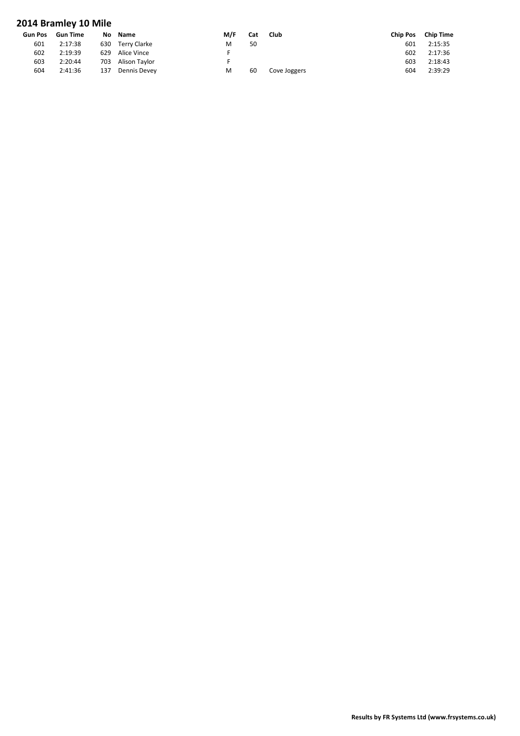# 2014 Bramley 10 Mile

| Gun Pos | Gun Time | No | Name | M/F | Cat | Club | Chip Pos | Chip Time |
|---|---|---|---|---|---|---|---|---|
| 601 | 2:17:38 | 630 | Terry Clarke | M | 50 | | 601 | 2:15:35 |
| 602 | 2:19:39 | 629 | Alice Vince | F | | | 602 | 2:17:36 |
| 603 | 2:20:44 | 703 | Alison Taylor | F | | | 603 | 2:18:43 |
| 604 | 2:41:36 | 137 | Dennis Devey | M | 60 | Cove Joggers | 604 | 2:39:29 |

**Results by FR Systems Ltd (www.frsystems.co.uk)**